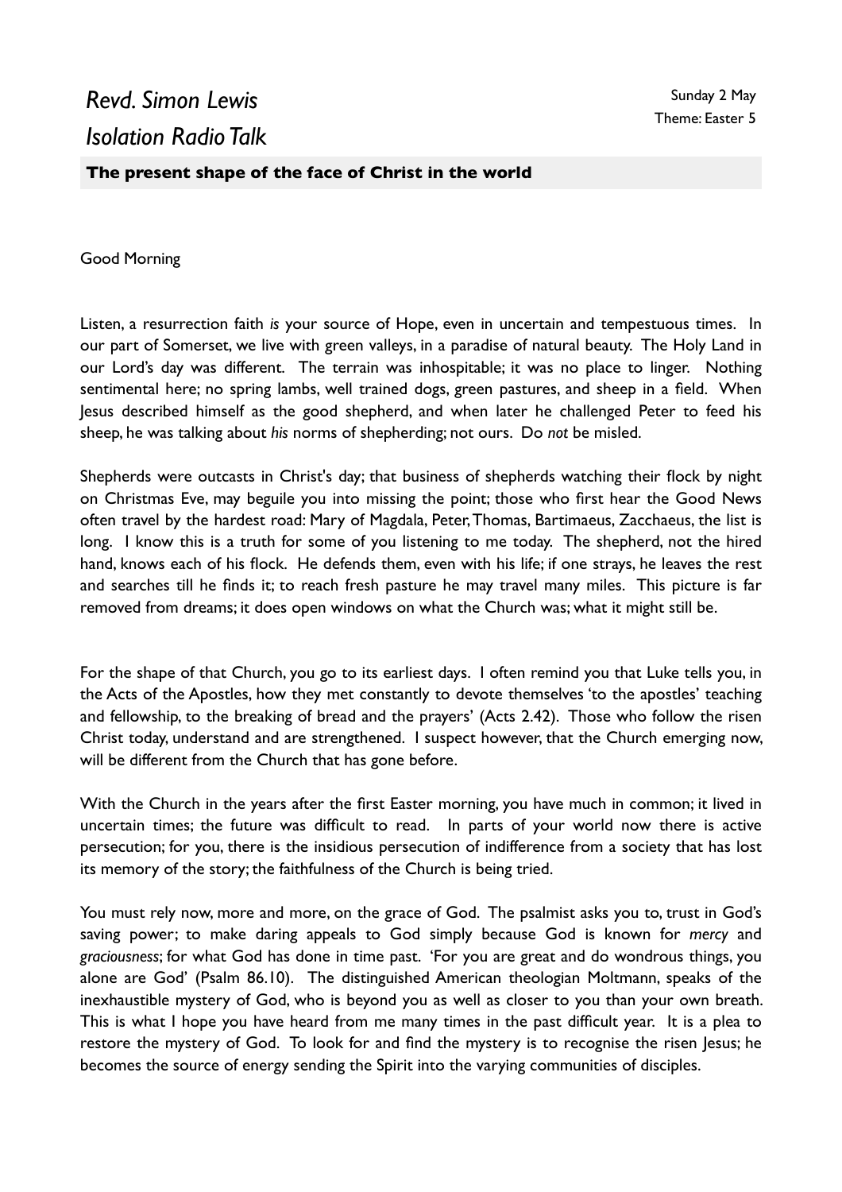# *Revd. Simon Lewis*
# *Isolation Radio Talk*

Sunday 2 May
Theme: Easter 5

**The present shape of the face of Christ in the world**

Good Morning

Listen, a resurrection faith *is* your source of Hope, even in uncertain and tempestuous times. In our part of Somerset, we live with green valleys, in a paradise of natural beauty. The Holy Land in our Lord's day was different. The terrain was inhospitable; it was no place to linger. Nothing sentimental here; no spring lambs, well trained dogs, green pastures, and sheep in a field. When Jesus described himself as the good shepherd, and when later he challenged Peter to feed his sheep, he was talking about *his* norms of shepherding; not ours. Do *not* be misled.

Shepherds were outcasts in Christ's day; that business of shepherds watching their flock by night on Christmas Eve, may beguile you into missing the point; those who first hear the Good News often travel by the hardest road: Mary of Magdala, Peter, Thomas, Bartimaeus, Zacchaeus, the list is long. I know this is a truth for some of you listening to me today. The shepherd, not the hired hand, knows each of his flock. He defends them, even with his life; if one strays, he leaves the rest and searches till he finds it; to reach fresh pasture he may travel many miles. This picture is far removed from dreams; it does open windows on what the Church was; what it might still be.

For the shape of that Church, you go to its earliest days. I often remind you that Luke tells you, in the Acts of the Apostles, how they met constantly to devote themselves 'to the apostles' teaching and fellowship, to the breaking of bread and the prayers' (Acts 2.42). Those who follow the risen Christ today, understand and are strengthened. I suspect however, that the Church emerging now, will be different from the Church that has gone before.

With the Church in the years after the first Easter morning, you have much in common; it lived in uncertain times; the future was difficult to read. In parts of your world now there is active persecution; for you, there is the insidious persecution of indifference from a society that has lost its memory of the story; the faithfulness of the Church is being tried.

You must rely now, more and more, on the grace of God. The psalmist asks you to, trust in God's saving power; to make daring appeals to God simply because God is known for *mercy* and *graciousness*; for what God has done in time past. 'For you are great and do wondrous things, you alone are God' (Psalm 86.10). The distinguished American theologian Moltmann, speaks of the inexhaustible mystery of God, who is beyond you as well as closer to you than your own breath. This is what I hope you have heard from me many times in the past difficult year. It is a plea to restore the mystery of God. To look for and find the mystery is to recognise the risen Jesus; he becomes the source of energy sending the Spirit into the varying communities of disciples.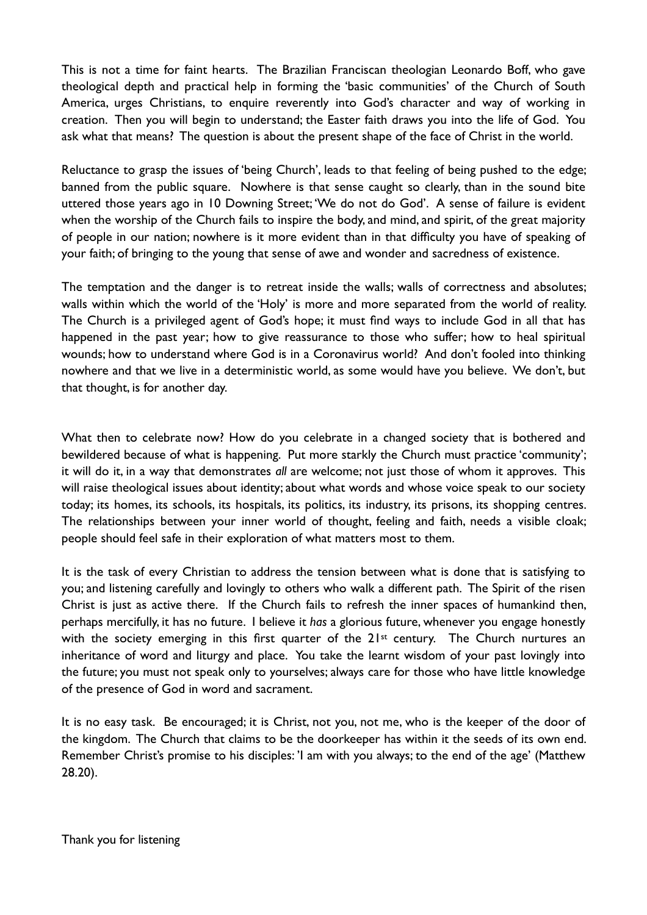This is not a time for faint hearts. The Brazilian Franciscan theologian Leonardo Boff, who gave theological depth and practical help in forming the 'basic communities' of the Church of South America, urges Christians, to enquire reverently into God's character and way of working in creation. Then you will begin to understand; the Easter faith draws you into the life of God. You ask what that means? The question is about the present shape of the face of Christ in the world.

Reluctance to grasp the issues of 'being Church', leads to that feeling of being pushed to the edge; banned from the public square. Nowhere is that sense caught so clearly, than in the sound bite uttered those years ago in 10 Downing Street; 'We do not do God'. A sense of failure is evident when the worship of the Church fails to inspire the body, and mind, and spirit, of the great majority of people in our nation; nowhere is it more evident than in that difficulty you have of speaking of your faith; of bringing to the young that sense of awe and wonder and sacredness of existence.

The temptation and the danger is to retreat inside the walls; walls of correctness and absolutes; walls within which the world of the 'Holy' is more and more separated from the world of reality. The Church is a privileged agent of God's hope; it must find ways to include God in all that has happened in the past year; how to give reassurance to those who suffer; how to heal spiritual wounds; how to understand where God is in a Coronavirus world? And don't fooled into thinking nowhere and that we live in a deterministic world, as some would have you believe. We don't, but that thought, is for another day.

What then to celebrate now? How do you celebrate in a changed society that is bothered and bewildered because of what is happening. Put more starkly the Church must practice 'community'; it will do it, in a way that demonstrates *all* are welcome; not just those of whom it approves. This will raise theological issues about identity; about what words and whose voice speak to our society today; its homes, its schools, its hospitals, its politics, its industry, its prisons, its shopping centres. The relationships between your inner world of thought, feeling and faith, needs a visible cloak; people should feel safe in their exploration of what matters most to them.

It is the task of every Christian to address the tension between what is done that is satisfying to you; and listening carefully and lovingly to others who walk a different path. The Spirit of the risen Christ is just as active there. If the Church fails to refresh the inner spaces of humankind then, perhaps mercifully, it has no future. I believe it *has* a glorious future, whenever you engage honestly with the society emerging in this first quarter of the 21st century. The Church nurtures an inheritance of word and liturgy and place. You take the learnt wisdom of your past lovingly into the future; you must not speak only to yourselves; always care for those who have little knowledge of the presence of God in word and sacrament.

It is no easy task. Be encouraged; it is Christ, not you, not me, who is the keeper of the door of the kingdom. The Church that claims to be the doorkeeper has within it the seeds of its own end. Remember Christ's promise to his disciples: 'I am with you always; to the end of the age' (Matthew 28.20).

Thank you for listening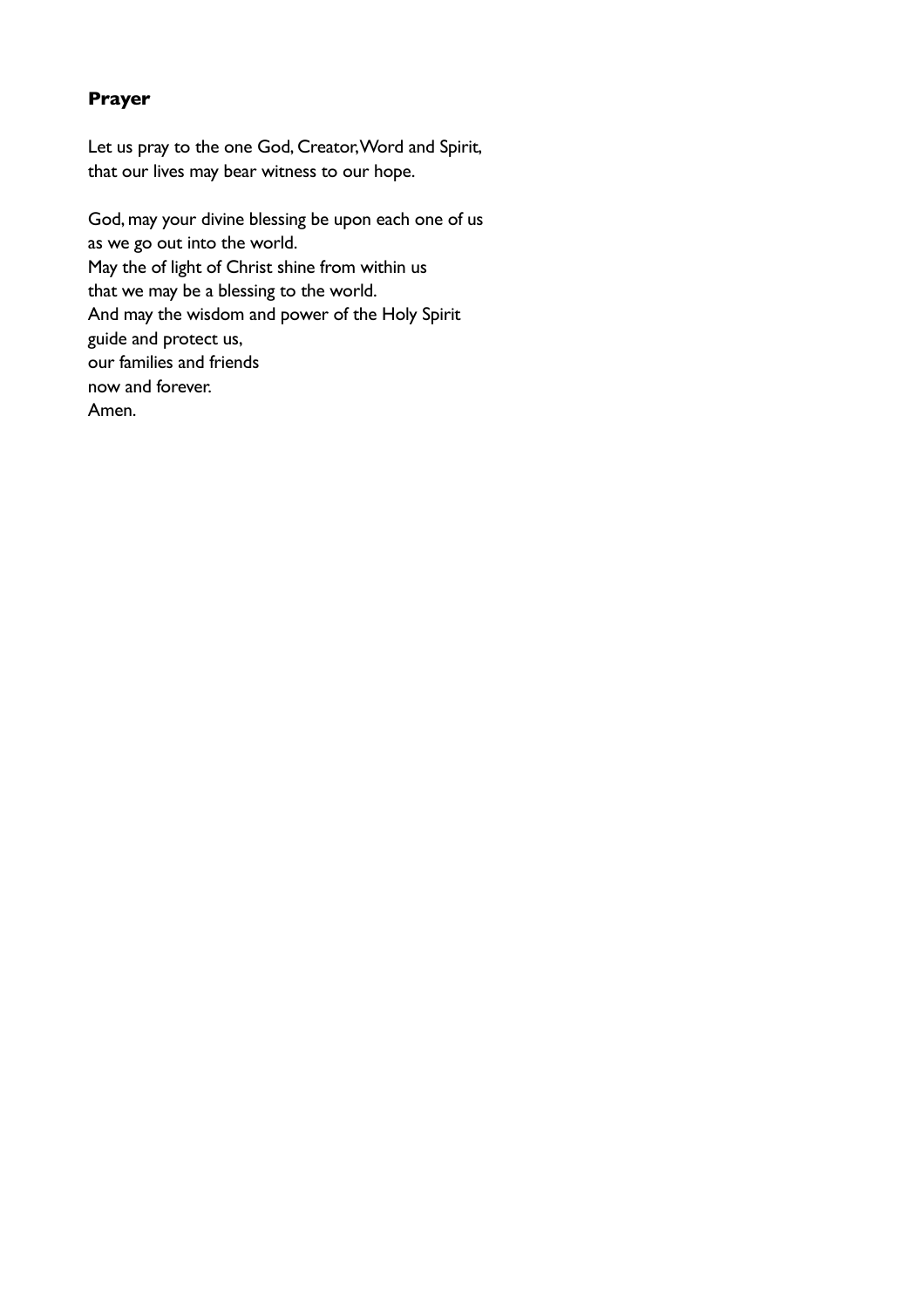**Prayer**

Let us pray to the one God, Creator, Word and Spirit,
that our lives may bear witness to our hope.

God, may your divine blessing be upon each one of us
as we go out into the world.
May the of light of Christ shine from within us
that we may be a blessing to the world.
And may the wisdom and power of the Holy Spirit
guide and protect us,
our families and friends
now and forever.
Amen.